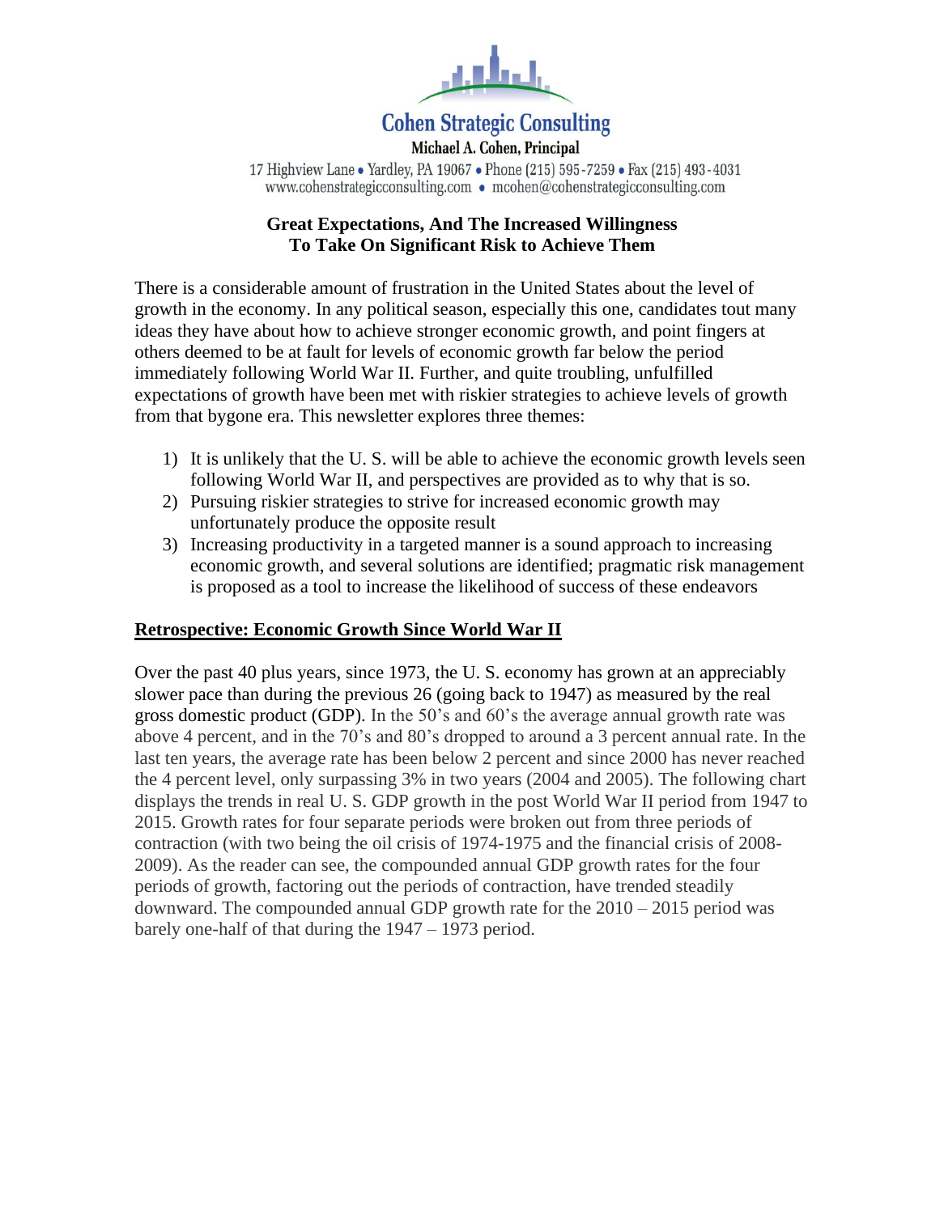**Cohen Strategic Consulting**

**Michael A. Cohen, Principal**

17 Highview Lane • Yardley, PA 19067 • Phone (215) 595-7259 • Fax (215) 493-4031
www.cohenstrategicconsulting.com • mcohen@cohenstrategicconsulting.com

# Great Expectations, And The Increased Willingness To Take On Significant Risk to Achieve Them

There is a considerable amount of frustration in the United States about the level of growth in the economy. In any political season, especially this one, candidates tout many ideas they have about how to achieve stronger economic growth, and point fingers at others deemed to be at fault for levels of economic growth far below the period immediately following World War II. Further, and quite troubling, unfulfilled expectations of growth have been met with riskier strategies to achieve levels of growth from that bygone era. This newsletter explores three themes:

1) It is unlikely that the U. S. will be able to achieve the economic growth levels seen following World War II, and perspectives are provided as to why that is so.
2) Pursuing riskier strategies to strive for increased economic growth may unfortunately produce the opposite result
3) Increasing productivity in a targeted manner is a sound approach to increasing economic growth, and several solutions are identified; pragmatic risk management is proposed as a tool to increase the likelihood of success of these endeavors

## Retrospective: Economic Growth Since World War II

Over the past 40 plus years, since 1973, the U. S. economy has grown at an appreciably slower pace than during the previous 26 (going back to 1947) as measured by the real gross domestic product (GDP). In the 50's and 60's the average annual growth rate was above 4 percent, and in the 70's and 80's dropped to around a 3 percent annual rate. In the last ten years, the average rate has been below 2 percent and since 2000 has never reached the 4 percent level, only surpassing 3% in two years (2004 and 2005). The following chart displays the trends in real U. S. GDP growth in the post World War II period from 1947 to 2015. Growth rates for four separate periods were broken out from three periods of contraction (with two being the oil crisis of 1974-1975 and the financial crisis of 2008-2009). As the reader can see, the compounded annual GDP growth rates for the four periods of growth, factoring out the periods of contraction, have trended steadily downward. The compounded annual GDP growth rate for the 2010 – 2015 period was barely one-half of that during the 1947 – 1973 period.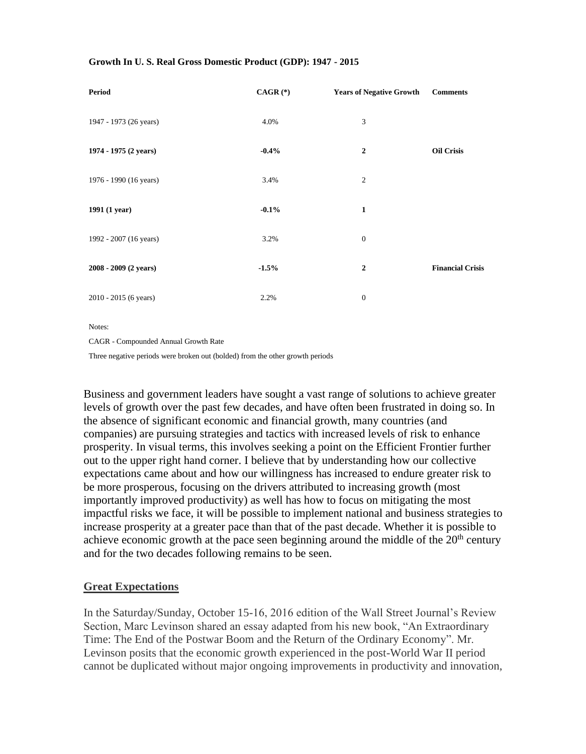**Growth In U. S. Real Gross Domestic Product (GDP): 1947 - 2015**

| Period | CAGR (*) | Years of Negative Growth | Comments |
|---|---|---|---|
| 1947 - 1973 (26 years) | 4.0% | 3 | |
| **1974 - 1975 (2 years)** | **-0.4%** | **2** | **Oil Crisis** |
| 1976 - 1990 (16 years) | 3.4% | 2 | |
| **1991 (1 year)** | **-0.1%** | **1** | |
| 1992 - 2007 (16 years) | 3.2% | 0 | |
| **2008 - 2009 (2 years)** | **-1.5%** | **2** | **Financial Crisis** |
| 2010 - 2015 (6 years) | 2.2% | 0 | |

Notes:

CAGR - Compounded Annual Growth Rate

Three negative periods were broken out (bolded) from the other growth periods

Business and government leaders have sought a vast range of solutions to achieve greater levels of growth over the past few decades, and have often been frustrated in doing so. In the absence of significant economic and financial growth, many countries (and companies) are pursuing strategies and tactics with increased levels of risk to enhance prosperity. In visual terms, this involves seeking a point on the Efficient Frontier further out to the upper right hand corner. I believe that by understanding how our collective expectations came about and how our willingness has increased to endure greater risk to be more prosperous, focusing on the drivers attributed to increasing growth (most importantly improved productivity) as well has how to focus on mitigating the most impactful risks we face, it will be possible to implement national and business strategies to increase prosperity at a greater pace than that of the past decade. Whether it is possible to achieve economic growth at the pace seen beginning around the middle of the 20th century and for the two decades following remains to be seen.

## Great Expectations

In the Saturday/Sunday, October 15-16, 2016 edition of the Wall Street Journal's Review Section, Marc Levinson shared an essay adapted from his new book, "An Extraordinary Time: The End of the Postwar Boom and the Return of the Ordinary Economy". Mr. Levinson posits that the economic growth experienced in the post-World War II period cannot be duplicated without major ongoing improvements in productivity and innovation,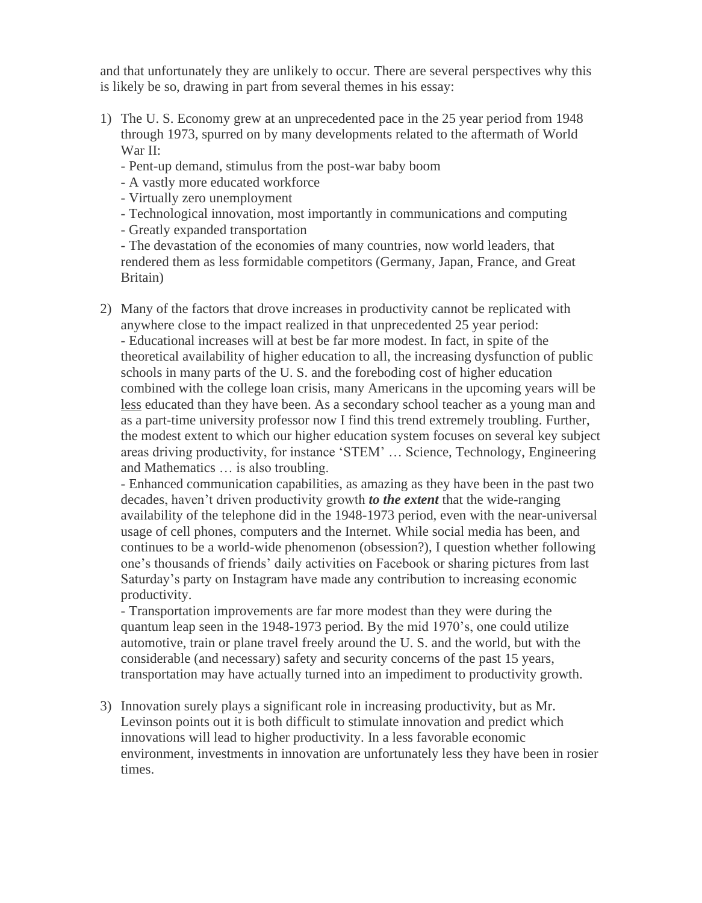and that unfortunately they are unlikely to occur. There are several perspectives why this is likely be so, drawing in part from several themes in his essay:

1) The U. S. Economy grew at an unprecedented pace in the 25 year period from 1948 through 1973, spurred on by many developments related to the aftermath of World War II:
   - Pent-up demand, stimulus from the post-war baby boom
   - A vastly more educated workforce
   - Virtually zero unemployment
   - Technological innovation, most importantly in communications and computing
   - Greatly expanded transportation
   - The devastation of the economies of many countries, now world leaders, that rendered them as less formidable competitors (Germany, Japan, France, and Great Britain)

2) Many of the factors that drove increases in productivity cannot be replicated with anywhere close to the impact realized in that unprecedented 25 year period:
   - Educational increases will at best be far more modest. In fact, in spite of the theoretical availability of higher education to all, the increasing dysfunction of public schools in many parts of the U. S. and the foreboding cost of higher education combined with the college loan crisis, many Americans in the upcoming years will be <u>less</u> educated than they have been. As a secondary school teacher as a young man and as a part-time university professor now I find this trend extremely troubling. Further, the modest extent to which our higher education system focuses on several key subject areas driving productivity, for instance 'STEM' … Science, Technology, Engineering and Mathematics … is also troubling.
   - Enhanced communication capabilities, as amazing as they have been in the past two decades, haven't driven productivity growth ***to the extent*** that the wide-ranging availability of the telephone did in the 1948-1973 period, even with the near-universal usage of cell phones, computers and the Internet. While social media has been, and continues to be a world-wide phenomenon (obsession?), I question whether following one's thousands of friends' daily activities on Facebook or sharing pictures from last Saturday's party on Instagram have made any contribution to increasing economic productivity.
   - Transportation improvements are far more modest than they were during the quantum leap seen in the 1948-1973 period. By the mid 1970's, one could utilize automotive, train or plane travel freely around the U. S. and the world, but with the considerable (and necessary) safety and security concerns of the past 15 years, transportation may have actually turned into an impediment to productivity growth.

3) Innovation surely plays a significant role in increasing productivity, but as Mr. Levinson points out it is both difficult to stimulate innovation and predict which innovations will lead to higher productivity. In a less favorable economic environment, investments in innovation are unfortunately less they have been in rosier times.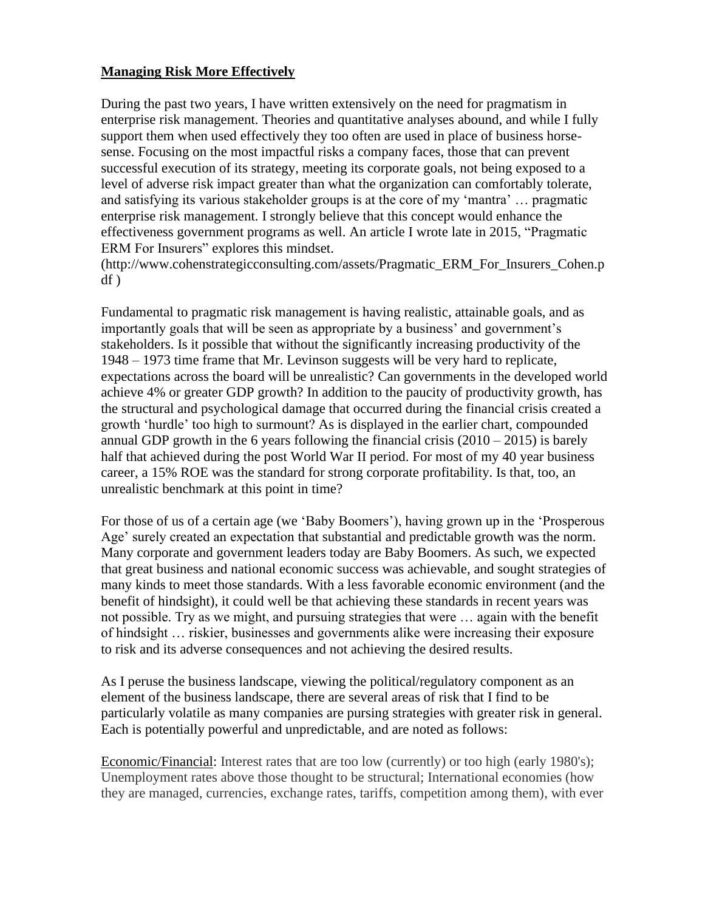**Managing Risk More Effectively**

During the past two years, I have written extensively on the need for pragmatism in enterprise risk management. Theories and quantitative analyses abound, and while I fully support them when used effectively they too often are used in place of business horse-sense. Focusing on the most impactful risks a company faces, those that can prevent successful execution of its strategy, meeting its corporate goals, not being exposed to a level of adverse risk impact greater than what the organization can comfortably tolerate, and satisfying its various stakeholder groups is at the core of my 'mantra' … pragmatic enterprise risk management. I strongly believe that this concept would enhance the effectiveness government programs as well. An article I wrote late in 2015, "Pragmatic ERM For Insurers" explores this mindset. (http://www.cohenstrategicconsulting.com/assets/Pragmatic_ERM_For_Insurers_Cohen.pdf )

Fundamental to pragmatic risk management is having realistic, attainable goals, and as importantly goals that will be seen as appropriate by a business' and government's stakeholders. Is it possible that without the significantly increasing productivity of the 1948 – 1973 time frame that Mr. Levinson suggests will be very hard to replicate, expectations across the board will be unrealistic? Can governments in the developed world achieve 4% or greater GDP growth? In addition to the paucity of productivity growth, has the structural and psychological damage that occurred during the financial crisis created a growth 'hurdle' too high to surmount? As is displayed in the earlier chart, compounded annual GDP growth in the 6 years following the financial crisis (2010 – 2015) is barely half that achieved during the post World War II period. For most of my 40 year business career, a 15% ROE was the standard for strong corporate profitability. Is that, too, an unrealistic benchmark at this point in time?

For those of us of a certain age (we 'Baby Boomers'), having grown up in the 'Prosperous Age' surely created an expectation that substantial and predictable growth was the norm. Many corporate and government leaders today are Baby Boomers. As such, we expected that great business and national economic success was achievable, and sought strategies of many kinds to meet those standards. With a less favorable economic environment (and the benefit of hindsight), it could well be that achieving these standards in recent years was not possible. Try as we might, and pursuing strategies that were … again with the benefit of hindsight … riskier, businesses and governments alike were increasing their exposure to risk and its adverse consequences and not achieving the desired results.

As I peruse the business landscape, viewing the political/regulatory component as an element of the business landscape, there are several areas of risk that I find to be particularly volatile as many companies are pursing strategies with greater risk in general. Each is potentially powerful and unpredictable, and are noted as follows:

Economic/Financial: Interest rates that are too low (currently) or too high (early 1980's); Unemployment rates above those thought to be structural; International economies (how they are managed, currencies, exchange rates, tariffs, competition among them), with ever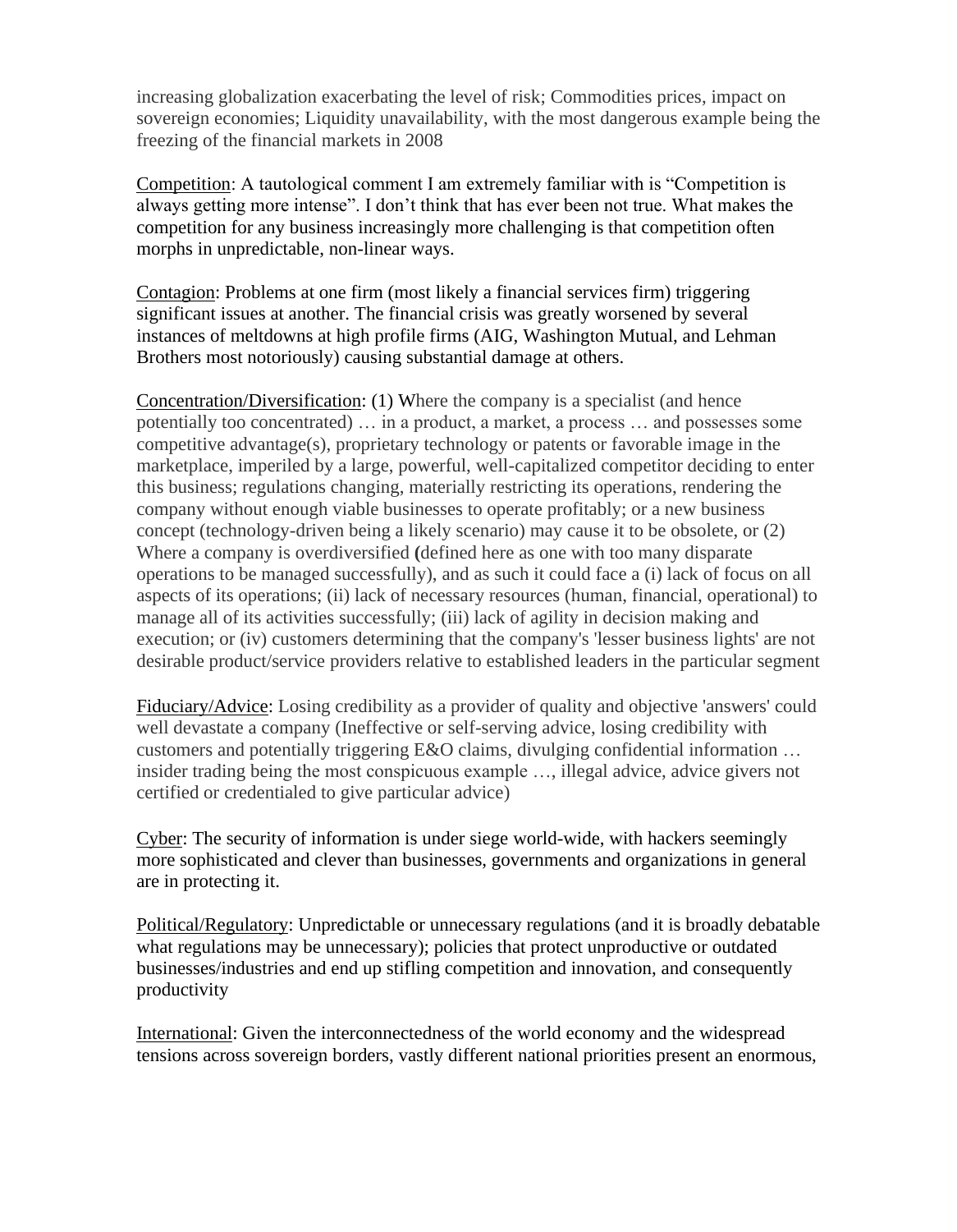increasing globalization exacerbating the level of risk; Commodities prices, impact on sovereign economies; Liquidity unavailability, with the most dangerous example being the freezing of the financial markets in 2008

<u>Competition</u>: A tautological comment I am extremely familiar with is "Competition is always getting more intense". I don't think that has ever been not true. What makes the competition for any business increasingly more challenging is that competition often morphs in unpredictable, non-linear ways.

<u>Contagion</u>: Problems at one firm (most likely a financial services firm) triggering significant issues at another. The financial crisis was greatly worsened by several instances of meltdowns at high profile firms (AIG, Washington Mutual, and Lehman Brothers most notoriously) causing substantial damage at others.

<u>Concentration/Diversification</u>: (1) Where the company is a specialist (and hence potentially too concentrated) … in a product, a market, a process … and possesses some competitive advantage(s), proprietary technology or patents or favorable image in the marketplace, imperiled by a large, powerful, well-capitalized competitor deciding to enter this business; regulations changing, materially restricting its operations, rendering the company without enough viable businesses to operate profitably; or a new business concept (technology-driven being a likely scenario) may cause it to be obsolete, or (2) Where a company is overdiversified (defined here as one with too many disparate operations to be managed successfully), and as such it could face a (i) lack of focus on all aspects of its operations; (ii) lack of necessary resources (human, financial, operational) to manage all of its activities successfully; (iii) lack of agility in decision making and execution; or (iv) customers determining that the company's 'lesser business lights' are not desirable product/service providers relative to established leaders in the particular segment

<u>Fiduciary/Advice</u>: Losing credibility as a provider of quality and objective 'answers' could well devastate a company (Ineffective or self-serving advice, losing credibility with customers and potentially triggering E&O claims, divulging confidential information … insider trading being the most conspicuous example …, illegal advice, advice givers not certified or credentialed to give particular advice)

<u>Cyber</u>: The security of information is under siege world-wide, with hackers seemingly more sophisticated and clever than businesses, governments and organizations in general are in protecting it.

<u>Political/Regulatory</u>: Unpredictable or unnecessary regulations (and it is broadly debatable what regulations may be unnecessary); policies that protect unproductive or outdated businesses/industries and end up stifling competition and innovation, and consequently productivity

<u>International</u>: Given the interconnectedness of the world economy and the widespread tensions across sovereign borders, vastly different national priorities present an enormous,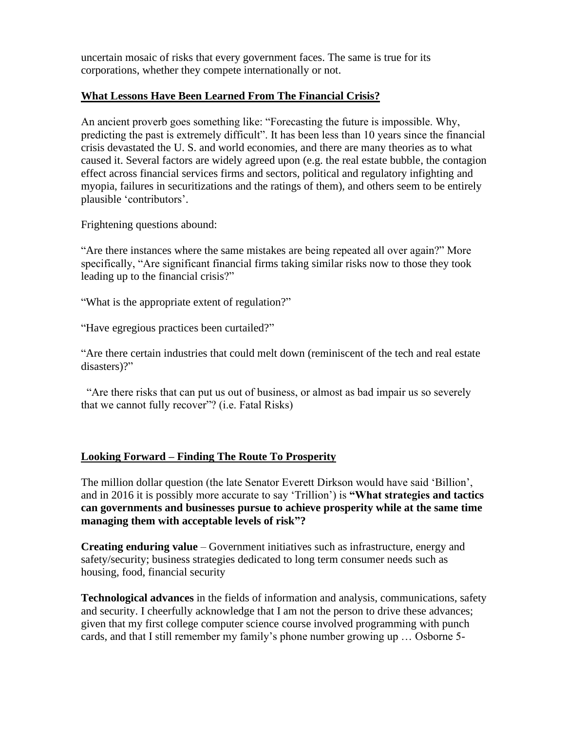uncertain mosaic of risks that every government faces. The same is true for its corporations, whether they compete internationally or not.

## What Lessons Have Been Learned From The Financial Crisis?

An ancient proverb goes something like: "Forecasting the future is impossible. Why, predicting the past is extremely difficult". It has been less than 10 years since the financial crisis devastated the U. S. and world economies, and there are many theories as to what caused it. Several factors are widely agreed upon (e.g. the real estate bubble, the contagion effect across financial services firms and sectors, political and regulatory infighting and myopia, failures in securitizations and the ratings of them), and others seem to be entirely plausible 'contributors'.

Frightening questions abound:

"Are there instances where the same mistakes are being repeated all over again?" More specifically, "Are significant financial firms taking similar risks now to those they took leading up to the financial crisis?"

"What is the appropriate extent of regulation?"

"Have egregious practices been curtailed?"

"Are there certain industries that could melt down (reminiscent of the tech and real estate disasters)?"

"Are there risks that can put us out of business, or almost as bad impair us so severely that we cannot fully recover"? (i.e. Fatal Risks)

## Looking Forward – Finding The Route To Prosperity

The million dollar question (the late Senator Everett Dirkson would have said 'Billion', and in 2016 it is possibly more accurate to say 'Trillion') is **"What strategies and tactics can governments and businesses pursue to achieve prosperity while at the same time managing them with acceptable levels of risk"?**

**Creating enduring value** – Government initiatives such as infrastructure, energy and safety/security; business strategies dedicated to long term consumer needs such as housing, food, financial security

**Technological advances** in the fields of information and analysis, communications, safety and security. I cheerfully acknowledge that I am not the person to drive these advances; given that my first college computer science course involved programming with punch cards, and that I still remember my family's phone number growing up … Osborne 5-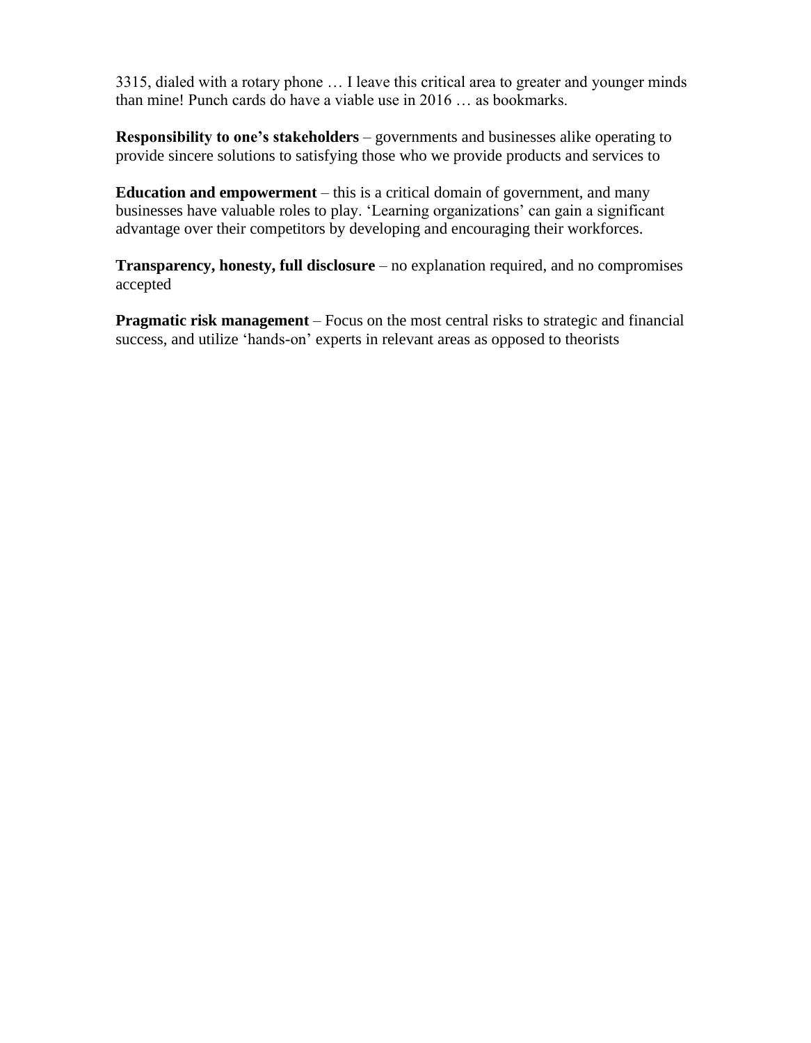3315, dialed with a rotary phone … I leave this critical area to greater and younger minds than mine! Punch cards do have a viable use in 2016 … as bookmarks.

**Responsibility to one's stakeholders** – governments and businesses alike operating to provide sincere solutions to satisfying those who we provide products and services to

**Education and empowerment** – this is a critical domain of government, and many businesses have valuable roles to play. 'Learning organizations' can gain a significant advantage over their competitors by developing and encouraging their workforces.

**Transparency, honesty, full disclosure** – no explanation required, and no compromises accepted

**Pragmatic risk management** – Focus on the most central risks to strategic and financial success, and utilize 'hands-on' experts in relevant areas as opposed to theorists